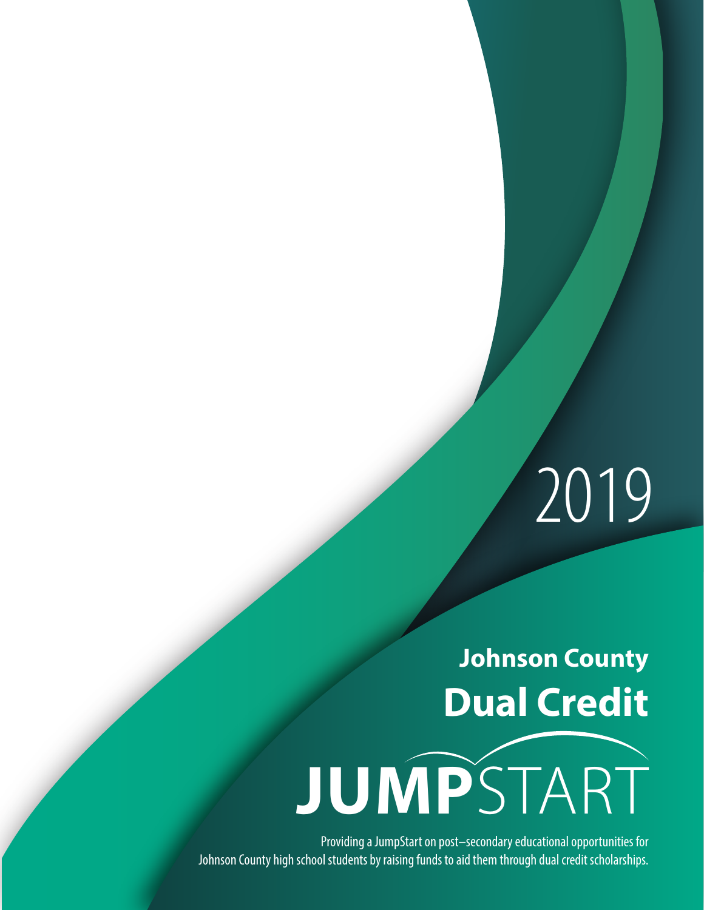2019

# Johnson County Dual Credit

# JUMPSTART

Providing a JumpStart on post–secondary educational opportunities for Johnson County high school students by raising funds to aid them through dual credit scholarships.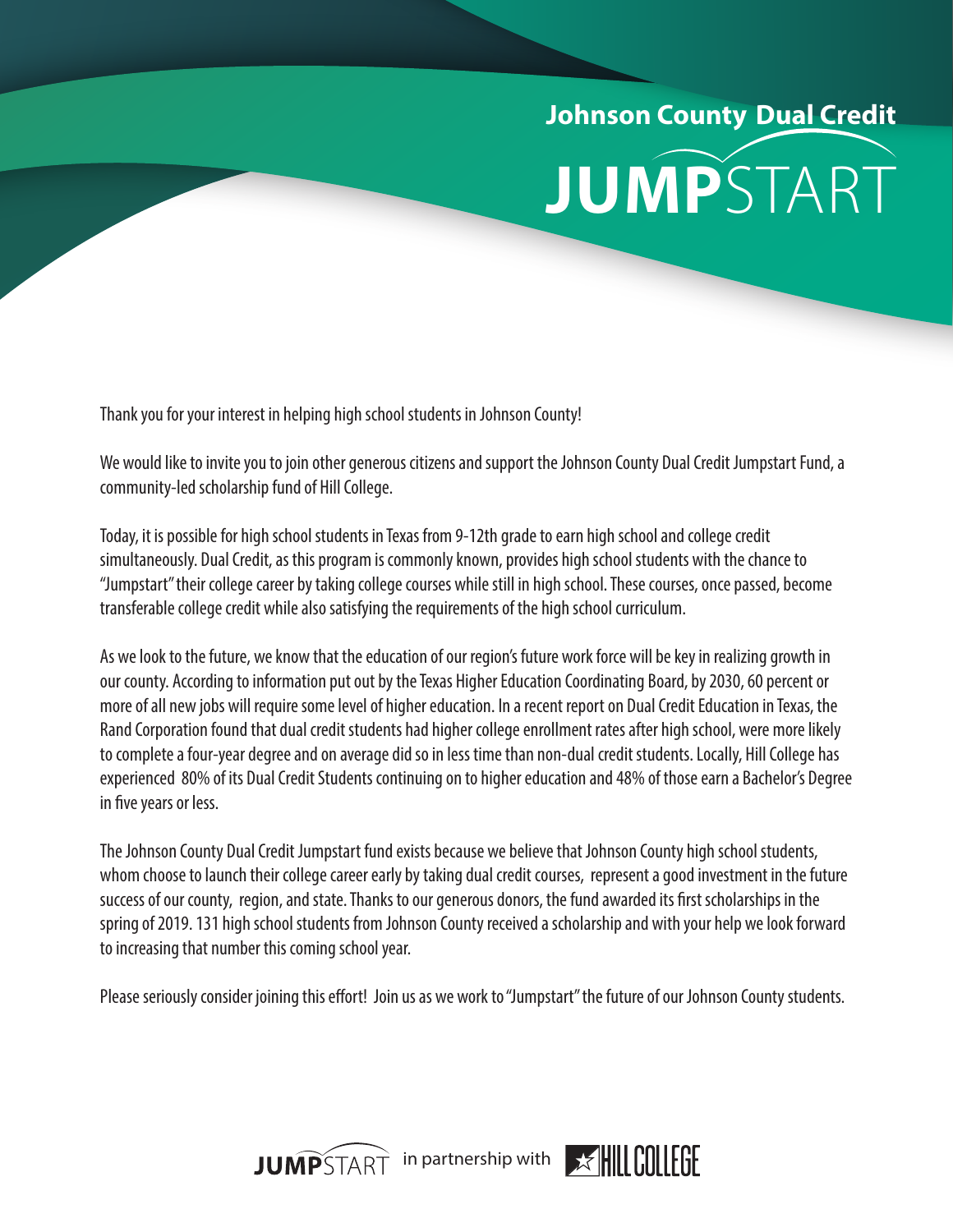# Johnson County Dual Credit JUMPSTART

Thank you for your interest in helping high school students in Johnson County!

We would like to invite you to join other generous citizens and support the Johnson County Dual Credit Jumpstart Fund, a community-led scholarship fund of Hill College.

Today, it is possible for high school students in Texas from 9-12th grade to earn high school and college credit simultaneously. Dual Credit, as this program is commonly known, provides high school students with the chance to "Jumpstart" their college career by taking college courses while still in high school. These courses, once passed, become transferable college credit while also satisfying the requirements of the high school curriculum.

As we look to the future, we know that the education of our region's future work force will be key in realizing growth in our county. According to information put out by the Texas Higher Education Coordinating Board, by 2030, 60 percent or more of all new jobs will require some level of higher education. In a recent report on Dual Credit Education in Texas, the Rand Corporation found that dual credit students had higher college enrollment rates after high school, were more likely to complete a four-year degree and on average did so in less time than non-dual credit students. Locally, Hill College has experienced 80% of its Dual Credit Students continuing on to higher education and 48% of those earn a Bachelor's Degree in five years or less.

The Johnson County Dual Credit Jumpstart fund exists because we believe that Johnson County high school students, whom choose to launch their college career early by taking dual credit courses, represent a good investment in the future success of our county, region, and state. Thanks to our generous donors, the fund awarded its first scholarships in the spring of 2019. 131 high school students from Johnson County received a scholarship and with your help we look forward to increasing that number this coming school year.

Please seriously consider joining this effort! Join us as we work to "Jumpstart" the future of our Johnson County students.

JUMPSTART in partnership with HILL COLLEGE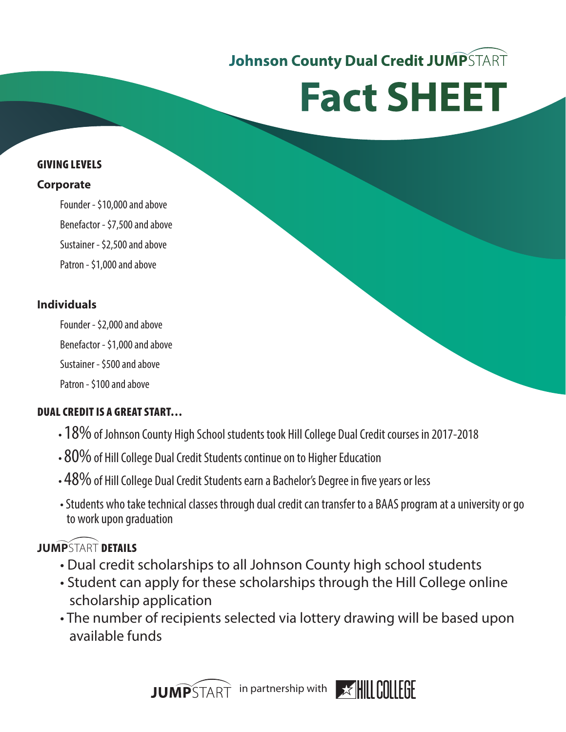Johnson County Dual Credit JUMPSTART

# Fact SHEET

## GIVING LEVELS

### Corporate

- Founder - $10,000 and above
- Benefactor - $7,500 and above
- Sustainer - $2,500 and above
- Patron - $1,000 and above

### Individuals

- Founder - $2,000 and above
- Benefactor - $1,000 and above
- Sustainer - $500 and above
- Patron - $100 and above

## DUAL CREDIT IS A GREAT START…

- 18% of Johnson County High School students took Hill College Dual Credit courses in 2017-2018
- 80% of Hill College Dual Credit Students continue on to Higher Education
- 48% of Hill College Dual Credit Students earn a Bachelor's Degree in five years or less
- Students who take technical classes through dual credit can transfer to a BAAS program at a university or go to work upon graduation

## JUMPSTART DETAILS

- Dual credit scholarships to all Johnson County high school students
- Student can apply for these scholarships through the Hill College online scholarship application
- The number of recipients selected via lottery drawing will be based upon available funds

JUMPSTART in partnership with HILL COLLEGE